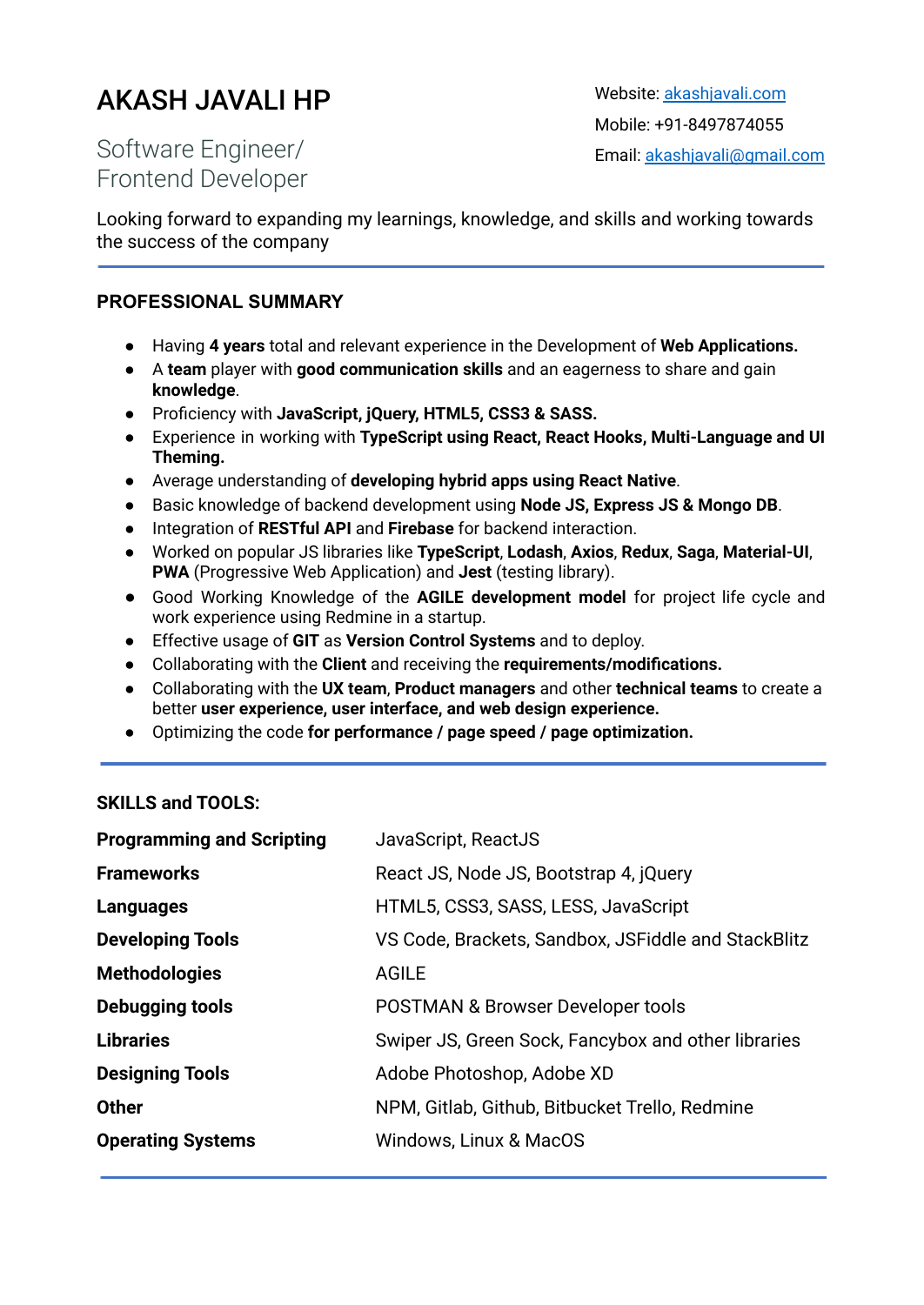# AKASH JAVALI HP

## Software Engineer/ Frontend Developer

Website: [akashjavali.com](http://akashjavali.com)
Mobile: +91-8497874055
Email: [akashjavali@gmail.com](mailto:akashjavali@gmail.com)

Looking forward to expanding my learnings, knowledge, and skills and working towards the success of the company

---

### PROFESSIONAL SUMMARY

- Having **4 years** total and relevant experience in the Development of **Web Applications.**
- A **team** player with **good communication skills** and an eagerness to share and gain **knowledge**.
- Proficiency with **JavaScript, jQuery, HTML5, CSS3 & SASS.**
- Experience in working with **TypeScript using React, React Hooks, Multi-Language and UI Theming.**
- Average understanding of **developing hybrid apps using React Native**.
- Basic knowledge of backend development using **Node JS, Express JS & Mongo DB**.
- Integration of **RESTful API** and **Firebase** for backend interaction.
- Worked on popular JS libraries like **TypeScript**, **Lodash**, **Axios**, **Redux**, **Saga**, **Material-UI**, **PWA** (Progressive Web Application) and **Jest** (testing library).
- Good Working Knowledge of the **AGILE development model** for project life cycle and work experience using Redmine in a startup.
- Effective usage of **GIT** as **Version Control Systems** and to deploy.
- Collaborating with the **Client** and receiving the **requirements/modifications.**
- Collaborating with the **UX team**, **Product managers** and other **technical teams** to create a better **user experience, user interface, and web design experience.**
- Optimizing the code **for performance / page speed / page optimization.**

---

### SKILLS and TOOLS:

| | |
|---|---|
| **Programming and Scripting** | JavaScript, ReactJS |
| **Frameworks** | React JS, Node JS, Bootstrap 4, jQuery |
| **Languages** | HTML5, CSS3, SASS, LESS, JavaScript |
| **Developing Tools** | VS Code, Brackets, Sandbox, JSFiddle and StackBlitz |
| **Methodologies** | AGILE |
| **Debugging tools** | POSTMAN & Browser Developer tools |
| **Libraries** | Swiper JS, Green Sock, Fancybox and other libraries |
| **Designing Tools** | Adobe Photoshop, Adobe XD |
| **Other** | NPM, Gitlab, Github, Bitbucket Trello, Redmine |
| **Operating Systems** | Windows, Linux & MacOS |

---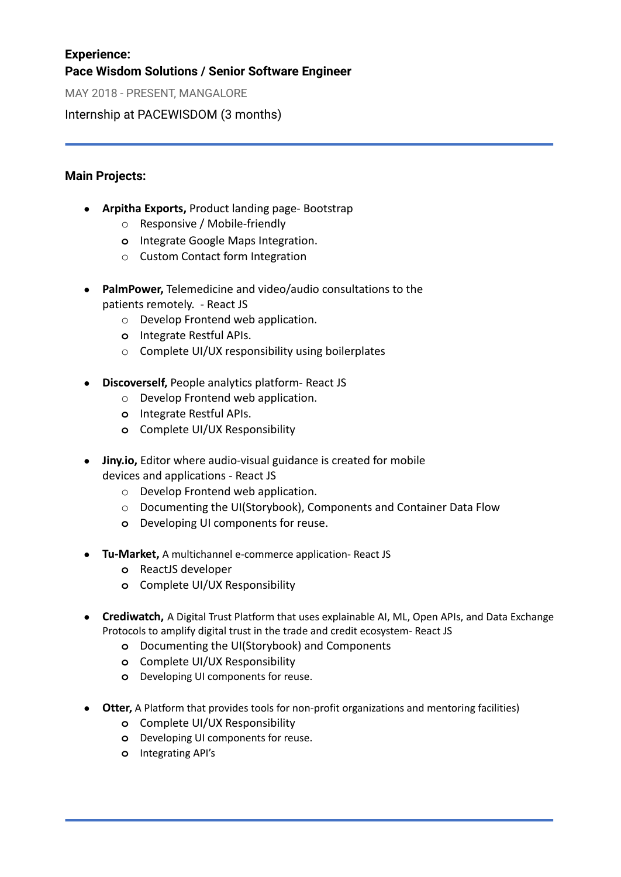**Experience:**

**Pace Wisdom Solutions / Senior Software Engineer**

MAY 2018 - PRESENT, MANGALORE

Internship at PACEWISDOM (3 months)

---

**Main Projects:**

- **Arpitha Exports,** Product landing page- Bootstrap
  - Responsive / Mobile-friendly
  - Integrate Google Maps Integration.
  - Custom Contact form Integration

- **PalmPower,** Telemedicine and video/audio consultations to the patients remotely. - React JS
  - Develop Frontend web application.
  - Integrate Restful APIs.
  - Complete UI/UX responsibility using boilerplates

- **Discoverself,** People analytics platform- React JS
  - Develop Frontend web application.
  - Integrate Restful APIs.
  - Complete UI/UX Responsibility

- **Jiny.io,** Editor where audio-visual guidance is created for mobile devices and applications - React JS
  - Develop Frontend web application.
  - Documenting the UI(Storybook), Components and Container Data Flow
  - Developing UI components for reuse.

- **Tu-Market,** A multichannel e-commerce application- React JS
  - ReactJS developer
  - Complete UI/UX Responsibility

- **Crediwatch,** A Digital Trust Platform that uses explainable AI, ML, Open APIs, and Data Exchange Protocols to amplify digital trust in the trade and credit ecosystem- React JS
  - Documenting the UI(Storybook) and Components
  - Complete UI/UX Responsibility
  - Developing UI components for reuse.

- **Otter,** A Platform that provides tools for non-profit organizations and mentoring facilities)
  - Complete UI/UX Responsibility
  - Developing UI components for reuse.
  - Integrating API's

---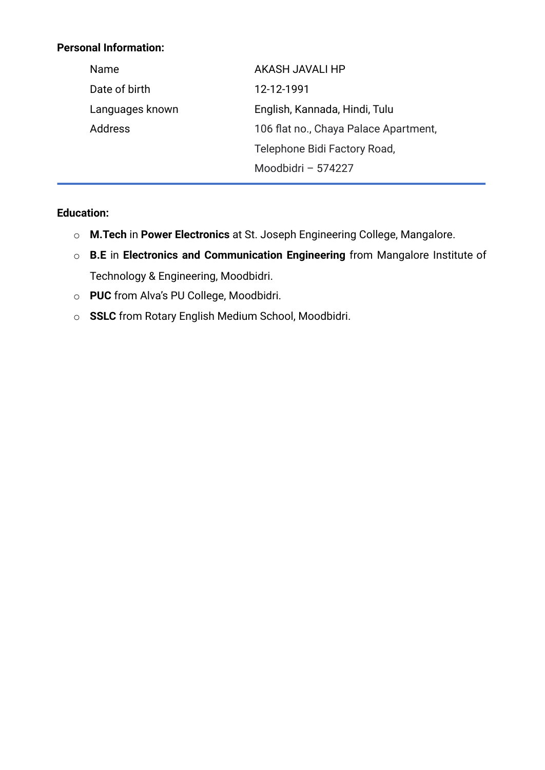**Personal Information:**

| | |
|---|---|
| Name | AKASH JAVALI HP |
| Date of birth | 12-12-1991 |
| Languages known | English, Kannada, Hindi, Tulu |
| Address | 106 flat no., Chaya Palace Apartment,<br>Telephone Bidi Factory Road,<br>Moodbidri – 574227 |

---

**Education:**

- **M.Tech** in **Power Electronics** at St. Joseph Engineering College, Mangalore.
- **B.E** in **Electronics and Communication Engineering** from Mangalore Institute of Technology & Engineering, Moodbidri.
- **PUC** from Alva's PU College, Moodbidri.
- **SSLC** from Rotary English Medium School, Moodbidri.